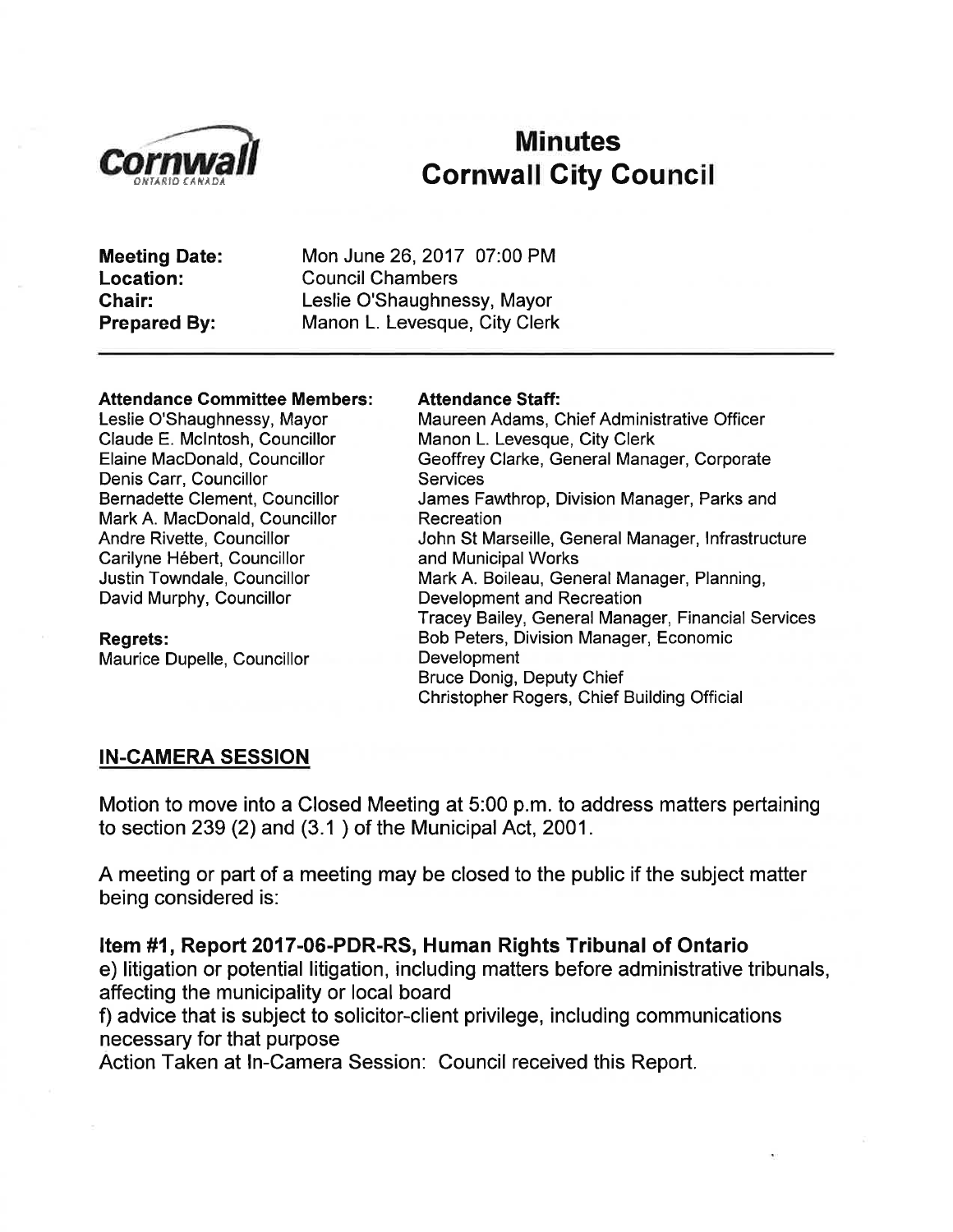# Minutes
# Cornwall City Council

**Meeting Date:** Mon June 26, 2017 07:00 PM
**Location:** Council Chambers
**Chair:** Leslie O'Shaughnessy, Mayor
**Prepared By:** Manon L. Levesque, City Clerk

---

**Attendance Committee Members:**
Leslie O'Shaughnessy, Mayor
Claude E. McIntosh, Councillor
Elaine MacDonald, Councillor
Denis Carr, Councillor
Bernadette Clement, Councillor
Mark A. MacDonald, Councillor
Andre Rivette, Councillor
Carilyne Hébert, Councillor
Justin Towndale, Councillor
David Murphy, Councillor

**Regrets:**
Maurice Dupelle, Councillor

**Attendance Staff:**
Maureen Adams, Chief Administrative Officer
Manon L. Levesque, City Clerk
Geoffrey Clarke, General Manager, Corporate Services
James Fawthrop, Division Manager, Parks and Recreation
John St Marseille, General Manager, Infrastructure and Municipal Works
Mark A. Boileau, General Manager, Planning, Development and Recreation
Tracey Bailey, General Manager, Financial Services
Bob Peters, Division Manager, Economic Development
Bruce Donig, Deputy Chief
Christopher Rogers, Chief Building Official

## IN-CAMERA SESSION

Motion to move into a Closed Meeting at 5:00 p.m. to address matters pertaining to section 239 (2) and (3.1 ) of the Municipal Act, 2001.

A meeting or part of a meeting may be closed to the public if the subject matter being considered is:

### Item #1, Report 2017-06-PDR-RS, Human Rights Tribunal of Ontario

e) litigation or potential litigation, including matters before administrative tribunals, affecting the municipality or local board
f) advice that is subject to solicitor-client privilege, including communications necessary for that purpose
Action Taken at In-Camera Session: Council received this Report.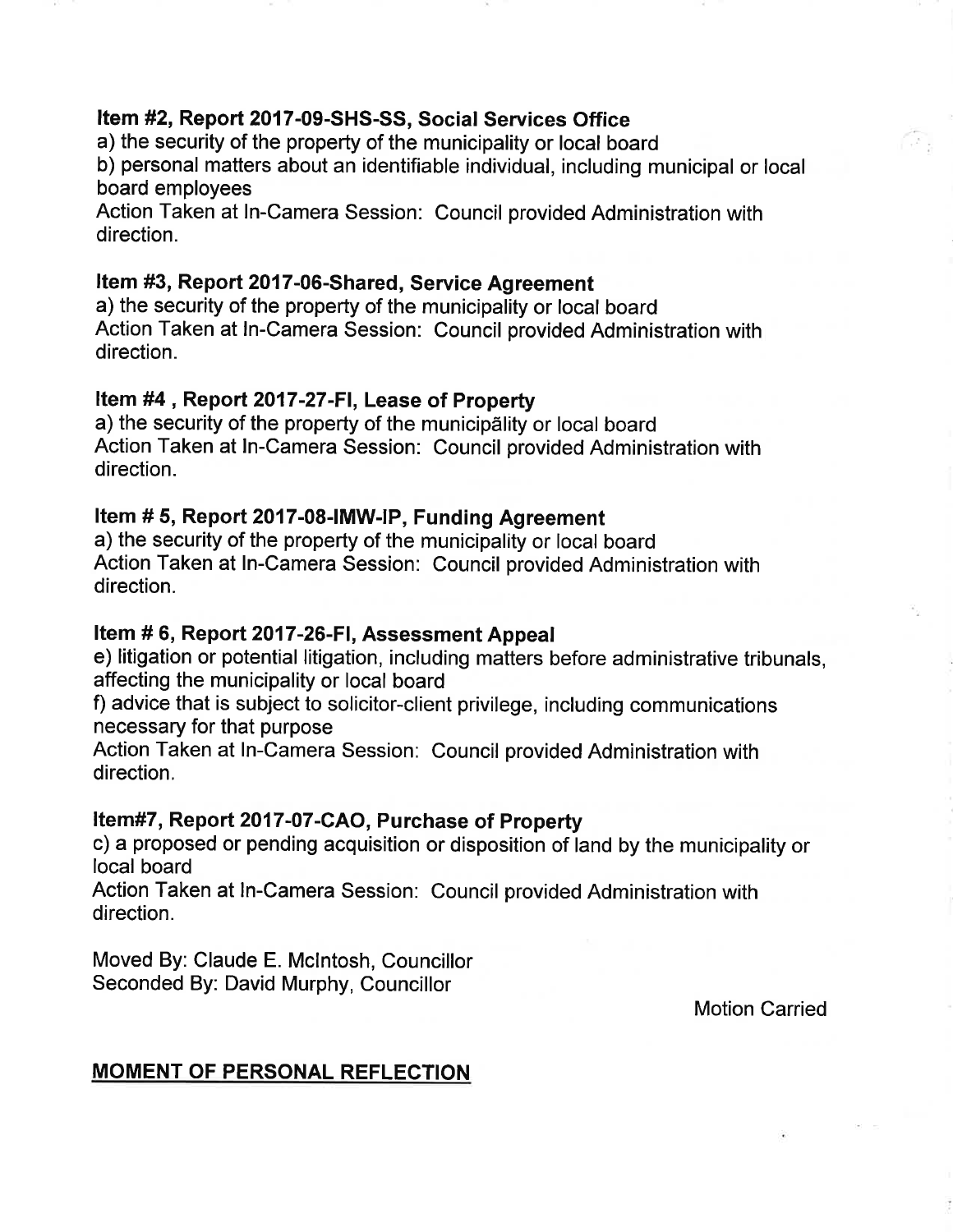**Item #2, Report 2017-09-SHS-SS, Social Services Office**

a) the security of the property of the municipality or local board

b) personal matters about an identifiable individual, including municipal or local board employees

Action Taken at In-Camera Session: Council provided Administration with direction.

**Item #3, Report 2017-06-Shared, Service Agreement**

a) the security of the property of the municipality or local board

Action Taken at In-Camera Session: Council provided Administration with direction.

**Item #4 , Report 2017-27-FI, Lease of Property**

a) the security of the property of the municipality or local board

Action Taken at In-Camera Session: Council provided Administration with direction.

**Item # 5, Report 2017-08-IMW-IP, Funding Agreement**

a) the security of the property of the municipality or local board

Action Taken at In-Camera Session: Council provided Administration with direction.

**Item # 6, Report 2017-26-FI, Assessment Appeal**

e) litigation or potential litigation, including matters before administrative tribunals, affecting the municipality or local board

f) advice that is subject to solicitor-client privilege, including communications necessary for that purpose

Action Taken at In-Camera Session: Council provided Administration with direction.

**Item#7, Report 2017-07-CAO, Purchase of Property**

c) a proposed or pending acquisition or disposition of land by the municipality or local board

Action Taken at In-Camera Session: Council provided Administration with direction.

Moved By: Claude E. McIntosh, Councillor
Seconded By: David Murphy, Councillor

Motion Carried

## MOMENT OF PERSONAL REFLECTION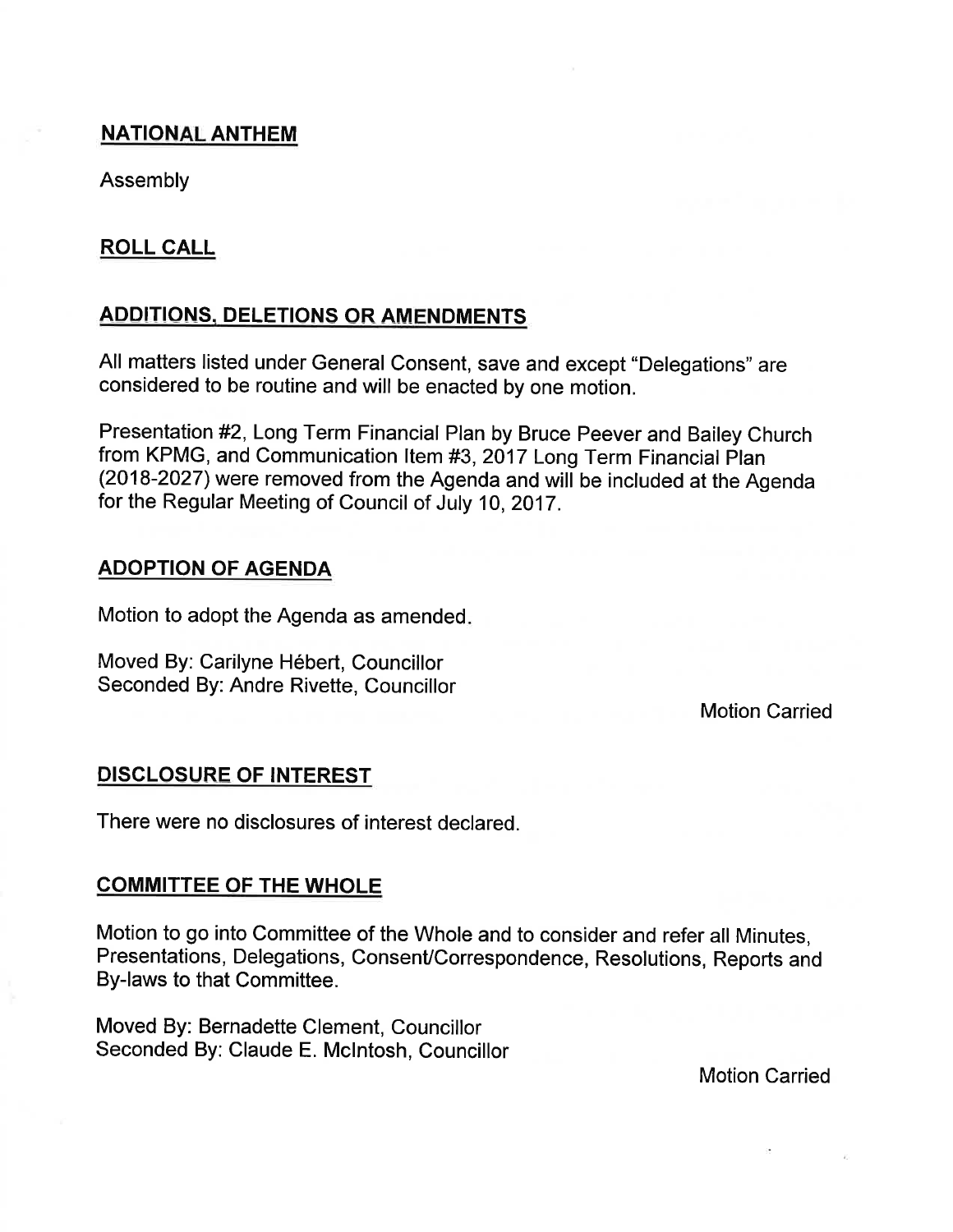## NATIONAL ANTHEM

Assembly

## ROLL CALL

## ADDITIONS, DELETIONS OR AMENDMENTS

All matters listed under General Consent, save and except "Delegations" are considered to be routine and will be enacted by one motion.

Presentation #2, Long Term Financial Plan by Bruce Peever and Bailey Church from KPMG, and Communication Item #3, 2017 Long Term Financial Plan (2018-2027) were removed from the Agenda and will be included at the Agenda for the Regular Meeting of Council of July 10, 2017.

## ADOPTION OF AGENDA

Motion to adopt the Agenda as amended.

Moved By: Carilyne Hébert, Councillor
Seconded By: Andre Rivette, Councillor

Motion Carried

## DISCLOSURE OF INTEREST

There were no disclosures of interest declared.

## COMMITTEE OF THE WHOLE

Motion to go into Committee of the Whole and to consider and refer all Minutes, Presentations, Delegations, Consent/Correspondence, Resolutions, Reports and By-laws to that Committee.

Moved By: Bernadette Clement, Councillor
Seconded By: Claude E. McIntosh, Councillor

Motion Carried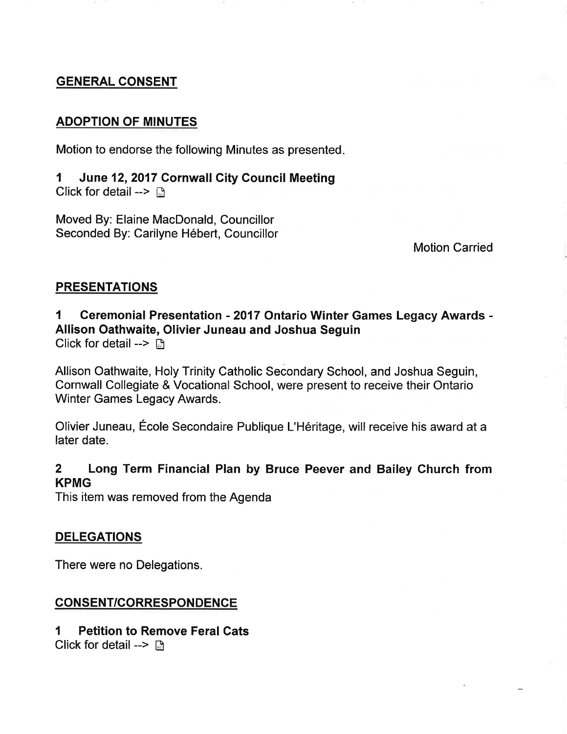## GENERAL CONSENT

## ADOPTION OF MINUTES

Motion to endorse the following Minutes as presented.

**1 June 12, 2017 Cornwall City Council Meeting**
Click for detail -->

Moved By: Elaine MacDonald, Councillor
Seconded By: Carilyne Hébert, Councillor

Motion Carried

## PRESENTATIONS

**1 Ceremonial Presentation - 2017 Ontario Winter Games Legacy Awards - Allison Oathwaite, Olivier Juneau and Joshua Seguin**
Click for detail -->

Allison Oathwaite, Holy Trinity Catholic Secondary School, and Joshua Seguin, Cornwall Collegiate & Vocational School, were present to receive their Ontario Winter Games Legacy Awards.

Olivier Juneau, École Secondaire Publique L'Héritage, will receive his award at a later date.

**2 Long Term Financial Plan by Bruce Peever and Bailey Church from KPMG**
This item was removed from the Agenda

## DELEGATIONS

There were no Delegations.

## CONSENT/CORRESPONDENCE

**1 Petition to Remove Feral Cats**
Click for detail -->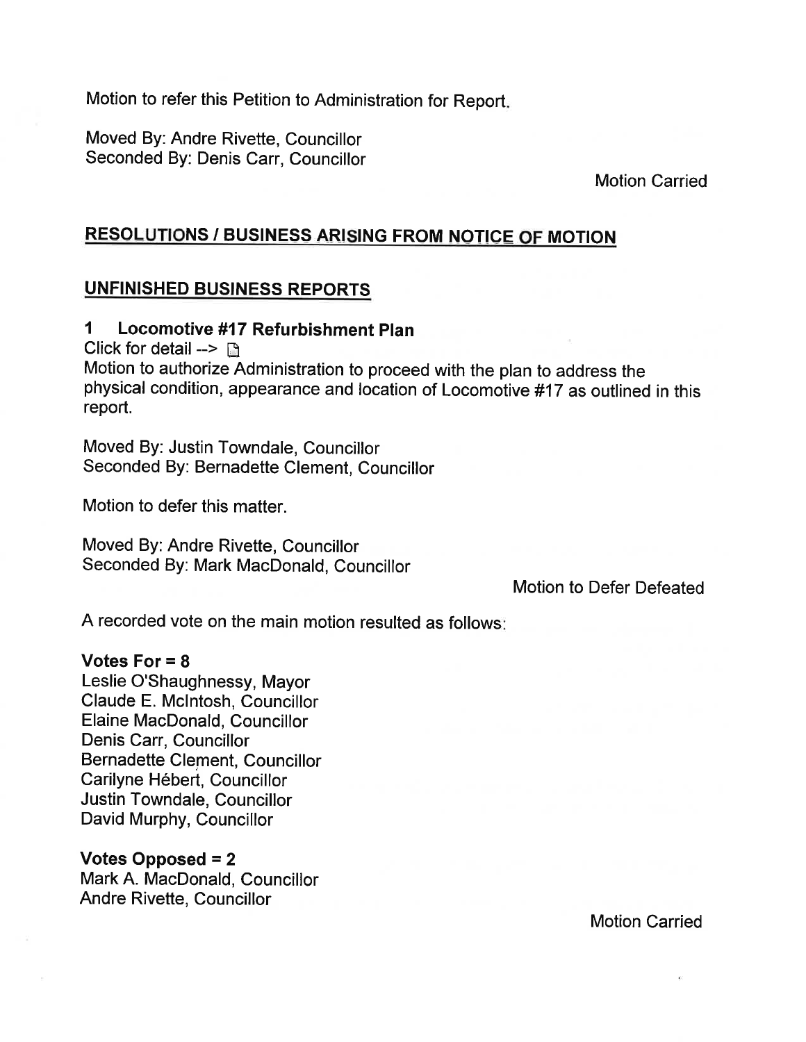Motion to refer this Petition to Administration for Report.

Moved By: Andre Rivette, Councillor
Seconded By: Denis Carr, Councillor

Motion Carried

## RESOLUTIONS / BUSINESS ARISING FROM NOTICE OF MOTION

## UNFINISHED BUSINESS REPORTS

### 1 Locomotive #17 Refurbishment Plan

Click for detail -->

Motion to authorize Administration to proceed with the plan to address the physical condition, appearance and location of Locomotive #17 as outlined in this report.

Moved By: Justin Towndale, Councillor
Seconded By: Bernadette Clement, Councillor

Motion to defer this matter.

Moved By: Andre Rivette, Councillor
Seconded By: Mark MacDonald, Councillor

Motion to Defer Defeated

A recorded vote on the main motion resulted as follows:

**Votes For = 8**
Leslie O'Shaughnessy, Mayor
Claude E. McIntosh, Councillor
Elaine MacDonald, Councillor
Denis Carr, Councillor
Bernadette Clement, Councillor
Carilyne Hébert, Councillor
Justin Towndale, Councillor
David Murphy, Councillor

**Votes Opposed = 2**
Mark A. MacDonald, Councillor
Andre Rivette, Councillor

Motion Carried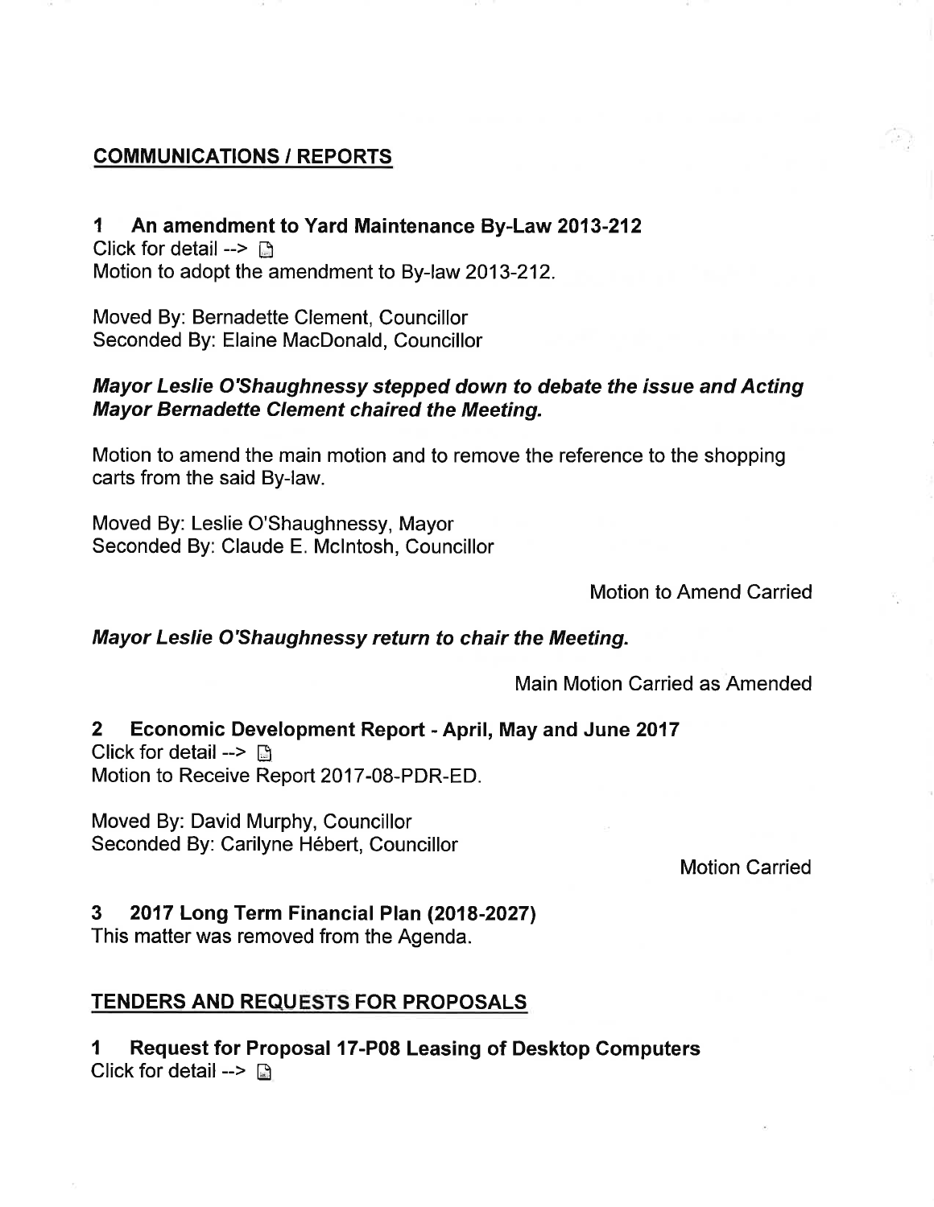## COMMUNICATIONS / REPORTS

### 1 An amendment to Yard Maintenance By-Law 2013-212

Click for detail -->

Motion to adopt the amendment to By-law 2013-212.

Moved By: Bernadette Clement, Councillor
Seconded By: Elaine MacDonald, Councillor

***Mayor Leslie O'Shaughnessy stepped down to debate the issue and Acting Mayor Bernadette Clement chaired the Meeting.***

Motion to amend the main motion and to remove the reference to the shopping carts from the said By-law.

Moved By: Leslie O'Shaughnessy, Mayor
Seconded By: Claude E. McIntosh, Councillor

Motion to Amend Carried

***Mayor Leslie O'Shaughnessy return to chair the Meeting.***

Main Motion Carried as Amended

### 2 Economic Development Report - April, May and June 2017

Click for detail -->

Motion to Receive Report 2017-08-PDR-ED.

Moved By: David Murphy, Councillor
Seconded By: Carilyne Hébert, Councillor

Motion Carried

### 3 2017 Long Term Financial Plan (2018-2027)

This matter was removed from the Agenda.

## TENDERS AND REQUESTS FOR PROPOSALS

### 1 Request for Proposal 17-P08 Leasing of Desktop Computers

Click for detail -->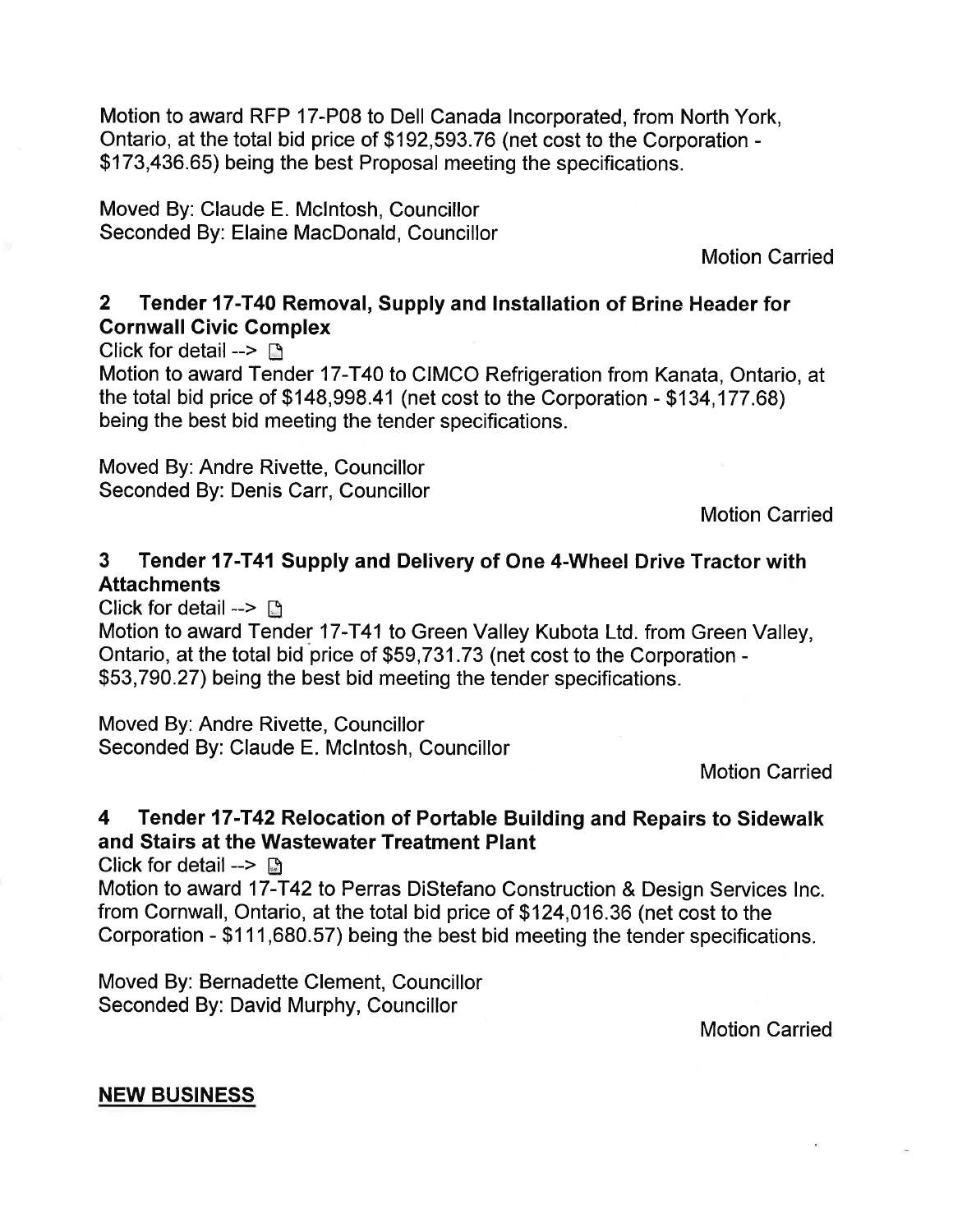Motion to award RFP 17-P08 to Dell Canada Incorporated, from North York, Ontario, at the total bid price of $192,593.76 (net cost to the Corporation - $173,436.65) being the best Proposal meeting the specifications.

Moved By: Claude E. McIntosh, Councillor
Seconded By: Elaine MacDonald, Councillor

Motion Carried

### 2 Tender 17-T40 Removal, Supply and Installation of Brine Header for Cornwall Civic Complex

Click for detail -->

Motion to award Tender 17-T40 to CIMCO Refrigeration from Kanata, Ontario, at the total bid price of $148,998.41 (net cost to the Corporation - $134,177.68) being the best bid meeting the tender specifications.

Moved By: Andre Rivette, Councillor
Seconded By: Denis Carr, Councillor

Motion Carried

### 3 Tender 17-T41 Supply and Delivery of One 4-Wheel Drive Tractor with Attachments

Click for detail -->

Motion to award Tender 17-T41 to Green Valley Kubota Ltd. from Green Valley, Ontario, at the total bid price of $59,731.73 (net cost to the Corporation - $53,790.27) being the best bid meeting the tender specifications.

Moved By: Andre Rivette, Councillor
Seconded By: Claude E. McIntosh, Councillor

Motion Carried

### 4 Tender 17-T42 Relocation of Portable Building and Repairs to Sidewalk and Stairs at the Wastewater Treatment Plant

Click for detail -->

Motion to award 17-T42 to Perras DiStefano Construction & Design Services Inc. from Cornwall, Ontario, at the total bid price of $124,016.36 (net cost to the Corporation - $111,680.57) being the best bid meeting the tender specifications.

Moved By: Bernadette Clement, Councillor
Seconded By: David Murphy, Councillor

Motion Carried

## NEW BUSINESS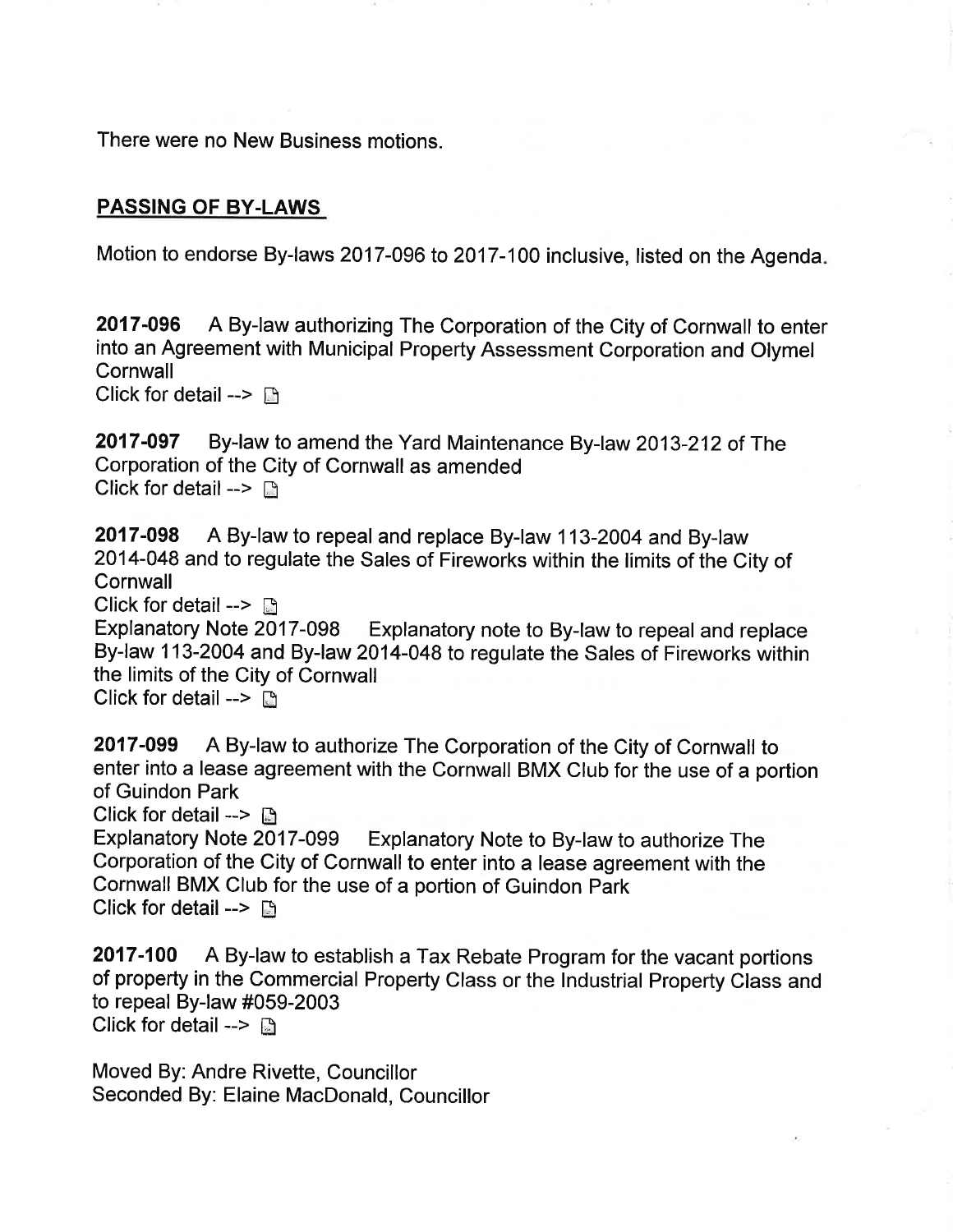There were no New Business motions.

## PASSING OF BY-LAWS

Motion to endorse By-laws 2017-096 to 2017-100 inclusive, listed on the Agenda.

**2017-096** A By-law authorizing The Corporation of the City of Cornwall to enter into an Agreement with Municipal Property Assessment Corporation and Olymel Cornwall
Click for detail -->

**2017-097** By-law to amend the Yard Maintenance By-law 2013-212 of The Corporation of the City of Cornwall as amended
Click for detail -->

**2017-098** A By-law to repeal and replace By-law 113-2004 and By-law 2014-048 and to regulate the Sales of Fireworks within the limits of the City of Cornwall
Click for detail -->
Explanatory Note 2017-098 Explanatory note to By-law to repeal and replace By-law 113-2004 and By-law 2014-048 to regulate the Sales of Fireworks within the limits of the City of Cornwall
Click for detail -->

**2017-099** A By-law to authorize The Corporation of the City of Cornwall to enter into a lease agreement with the Cornwall BMX Club for the use of a portion of Guindon Park
Click for detail -->
Explanatory Note 2017-099 Explanatory Note to By-law to authorize The Corporation of the City of Cornwall to enter into a lease agreement with the Cornwall BMX Club for the use of a portion of Guindon Park
Click for detail -->

**2017-100** A By-law to establish a Tax Rebate Program for the vacant portions of property in the Commercial Property Class or the Industrial Property Class and to repeal By-law #059-2003
Click for detail -->

Moved By: Andre Rivette, Councillor
Seconded By: Elaine MacDonald, Councillor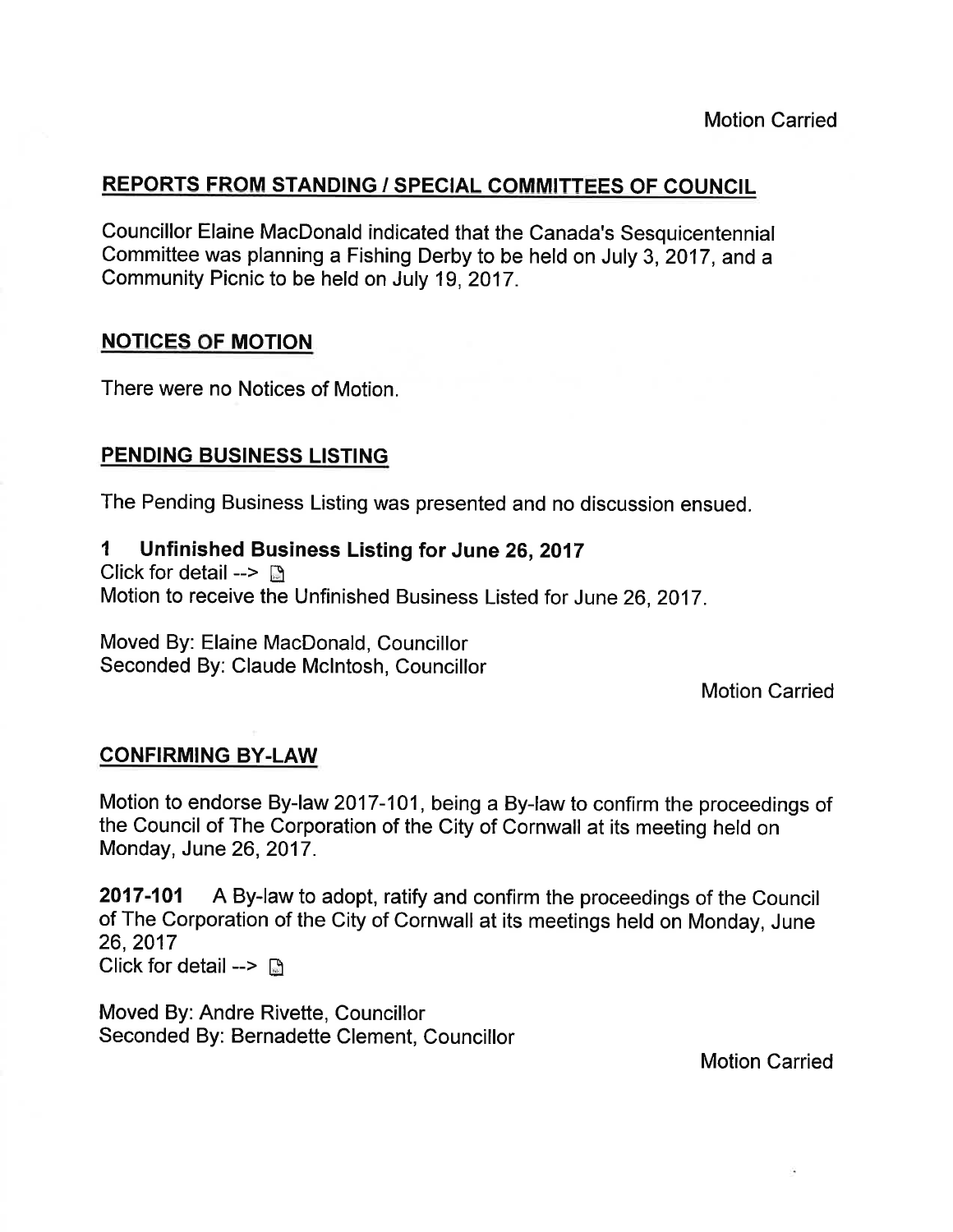Motion Carried

## REPORTS FROM STANDING / SPECIAL COMMITTEES OF COUNCIL

Councillor Elaine MacDonald indicated that the Canada's Sesquicentennial Committee was planning a Fishing Derby to be held on July 3, 2017, and a Community Picnic to be held on July 19, 2017.

## NOTICES OF MOTION

There were no Notices of Motion.

## PENDING BUSINESS LISTING

The Pending Business Listing was presented and no discussion ensued.

### 1 Unfinished Business Listing for June 26, 2017

Click for detail -->

Motion to receive the Unfinished Business Listed for June 26, 2017.

Moved By: Elaine MacDonald, Councillor
Seconded By: Claude McIntosh, Councillor

Motion Carried

## CONFIRMING BY-LAW

Motion to endorse By-law 2017-101, being a By-law to confirm the proceedings of the Council of The Corporation of the City of Cornwall at its meeting held on Monday, June 26, 2017.

**2017-101** A By-law to adopt, ratify and confirm the proceedings of the Council of The Corporation of the City of Cornwall at its meetings held on Monday, June 26, 2017
Click for detail -->

Moved By: Andre Rivette, Councillor
Seconded By: Bernadette Clement, Councillor

Motion Carried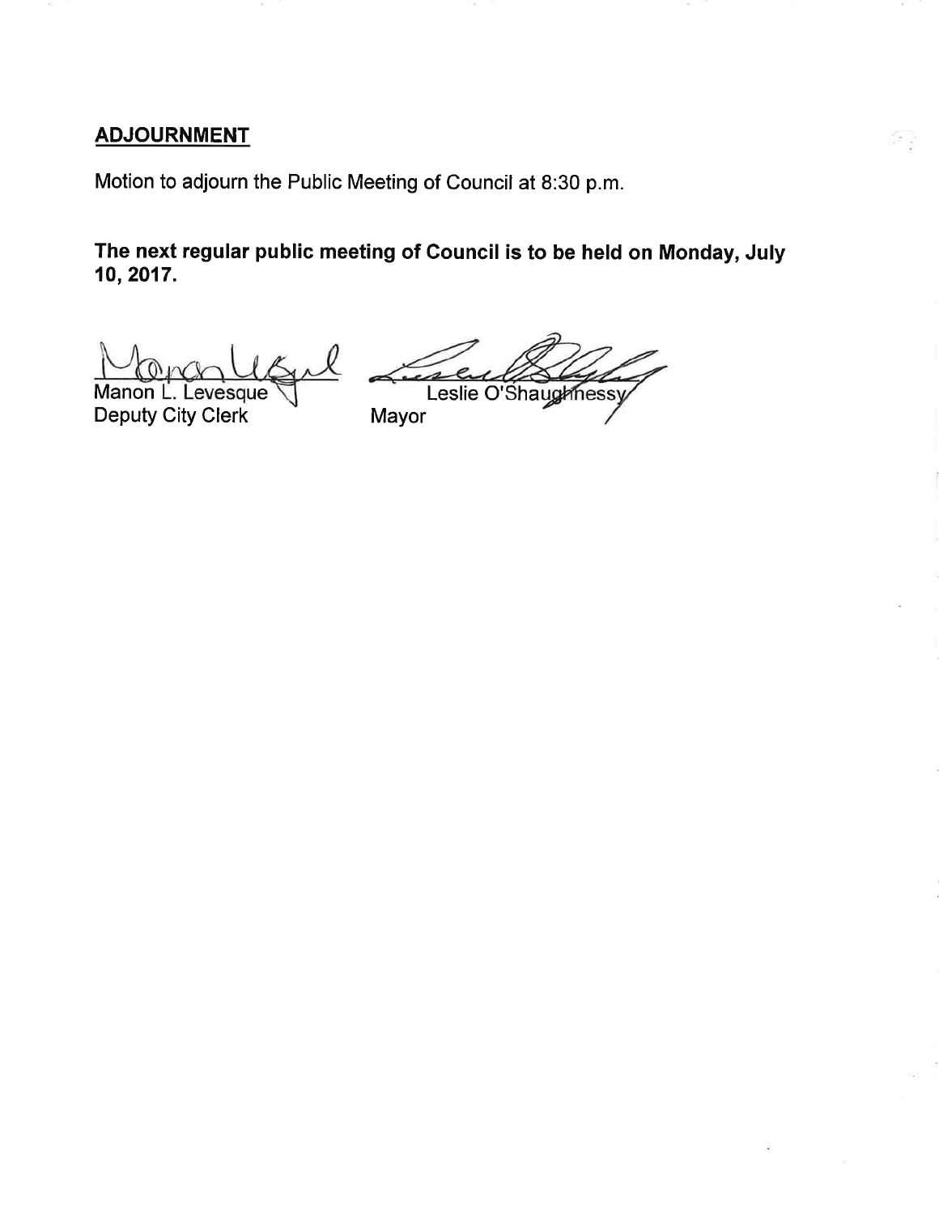## ADJOURNMENT

Motion to adjourn the Public Meeting of Council at 8:30 p.m.

**The next regular public meeting of Council is to be held on Monday, July 10, 2017.**

Manon L. Levesque
Deputy City Clerk

Leslie O'Shaughnessy
Mayor